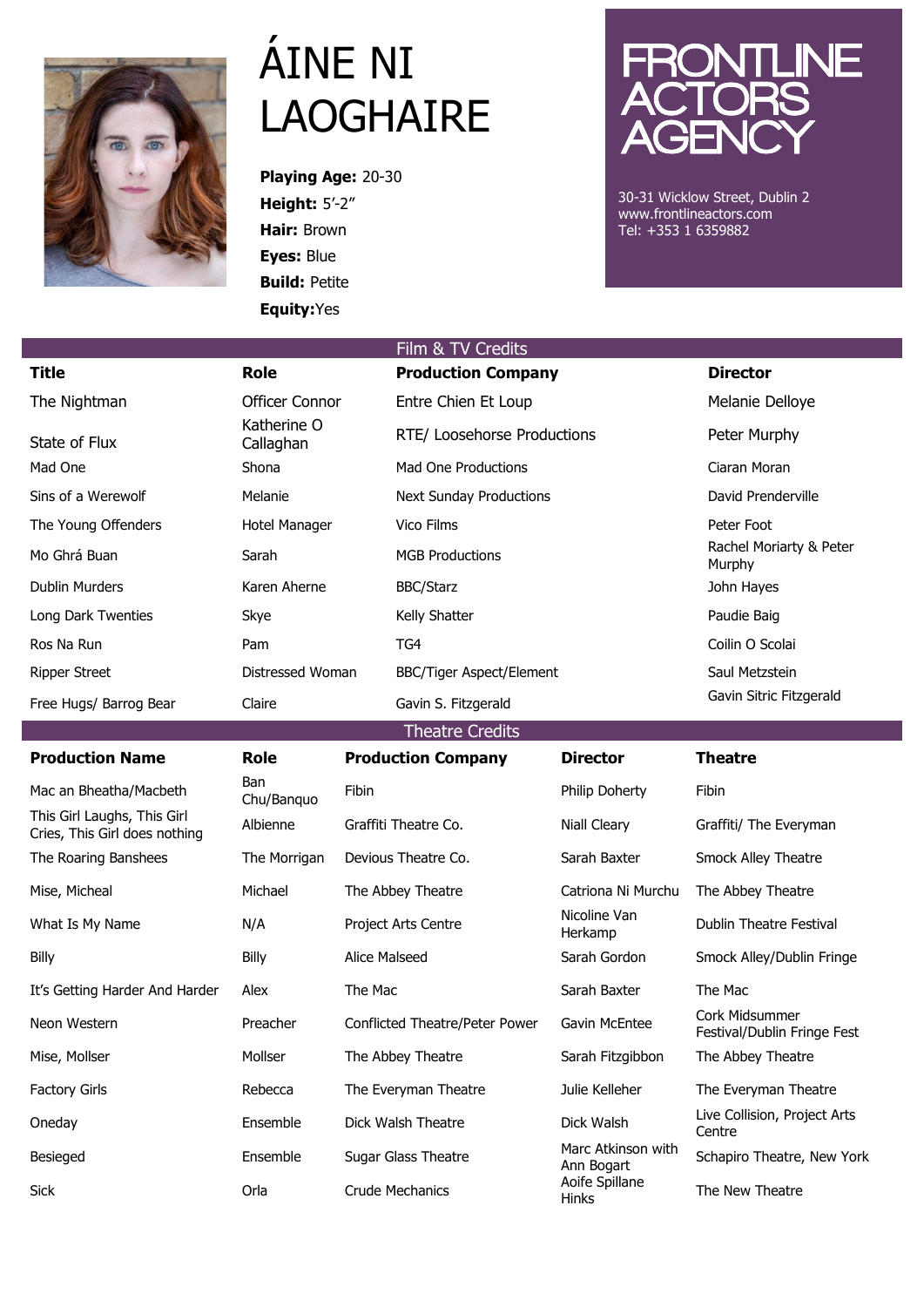# ÁINE NI LAOGHAIRE

**Playing Age:** 20-30
**Height:** 5'-2"
**Hair:** Brown
**Eyes:** Blue
**Build:** Petite
**Equity:**Yes

**FRONTLINE ACTORS AGENCY**

30-31 Wicklow Street, Dublin 2
www.frontlineactors.com
Tel: +353 1 6359882

## Film & TV Credits

| Title | Role | Production Company | Director |
|---|---|---|---|
| The Nightman | Officer Connor | Entre Chien Et Loup | Melanie Delloye |
| State of Flux | Katherine O Callaghan | RTE/ Loosehorse Productions | Peter Murphy |
| Mad One | Shona | Mad One Productions | Ciaran Moran |
| Sins of a Werewolf | Melanie | Next Sunday Productions | David Prenderville |
| The Young Offenders | Hotel Manager | Vico Films | Peter Foot |
| Mo Ghrá Buan | Sarah | MGB Productions | Rachel Moriarty & Peter Murphy |
| Dublin Murders | Karen Aherne | BBC/Starz | John Hayes |
| Long Dark Twenties | Skye | Kelly Shatter | Paudie Baig |
| Ros Na Run | Pam | TG4 | Coilin O Scolai |
| Ripper Street | Distressed Woman | BBC/Tiger Aspect/Element | Saul Metzstein |
| Free Hugs/ Barrog Bear | Claire | Gavin S. Fitzgerald | Gavin Sitric Fitzgerald |

## Theatre Credits

| Production Name | Role | Production Company | Director | Theatre |
|---|---|---|---|---|
| Mac an Bheatha/Macbeth | Ban Chu/Banquo | Fibin | Philip Doherty | Fibin |
| This Girl Laughs, This Girl Cries, This Girl does nothing | Albienne | Graffiti Theatre Co. | Niall Cleary | Graffiti/ The Everyman |
| The Roaring Banshees | The Morrigan | Devious Theatre Co. | Sarah Baxter | Smock Alley Theatre |
| Mise, Micheal | Michael | The Abbey Theatre | Catriona Ni Murchu | The Abbey Theatre |
| What Is My Name | N/A | Project Arts Centre | Nicoline Van Herkamp | Dublin Theatre Festival |
| Billy | Billy | Alice Malseed | Sarah Gordon | Smock Alley/Dublin Fringe |
| It's Getting Harder And Harder | Alex | The Mac | Sarah Baxter | The Mac |
| Neon Western | Preacher | Conflicted Theatre/Peter Power | Gavin McEntee | Cork Midsummer Festival/Dublin Fringe Fest |
| Mise, Mollser | Mollser | The Abbey Theatre | Sarah Fitzgibbon | The Abbey Theatre |
| Factory Girls | Rebecca | The Everyman Theatre | Julie Kelleher | The Everyman Theatre |
| Oneday | Ensemble | Dick Walsh Theatre | Dick Walsh | Live Collision, Project Arts Centre |
| Besieged | Ensemble | Sugar Glass Theatre | Marc Atkinson with Ann Bogart | Schapiro Theatre, New York |
| Sick | Orla | Crude Mechanics | Aoife Spillane Hinks | The New Theatre |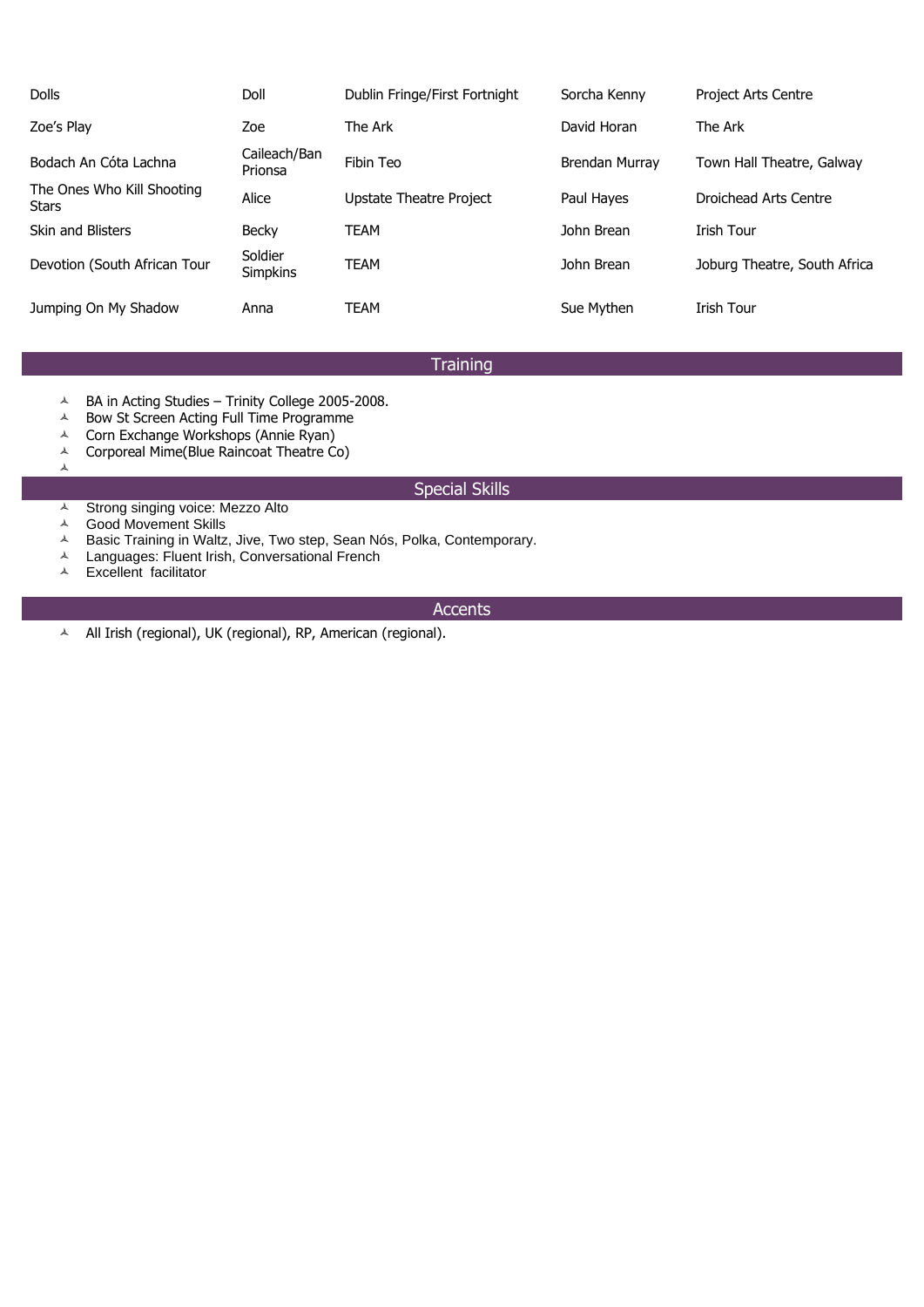| | | | | |
|---|---|---|---|---|
| Dolls | Doll | Dublin Fringe/First Fortnight | Sorcha Kenny | Project Arts Centre |
| Zoe's Play | Zoe | The Ark | David Horan | The Ark |
| Bodach An Cóta Lachna | Caileach/Ban Prionsa | Fibin Teo | Brendan Murray | Town Hall Theatre, Galway |
| The Ones Who Kill Shooting Stars | Alice | Upstate Theatre Project | Paul Hayes | Droichead Arts Centre |
| Skin and Blisters | Becky | TEAM | John Brean | Irish Tour |
| Devotion (South African Tour | Soldier Simpkins | TEAM | John Brean | Joburg Theatre, South Africa |
| Jumping On My Shadow | Anna | TEAM | Sue Mythen | Irish Tour |

## Training

- BA in Acting Studies – Trinity College 2005-2008.
- Bow St Screen Acting Full Time Programme
- Corn Exchange Workshops (Annie Ryan)
- Corporeal Mime(Blue Raincoat Theatre Co)

## Special Skills

- Strong singing voice: Mezzo Alto
- Good Movement Skills
- Basic Training in Waltz, Jive, Two step, Sean Nós, Polka, Contemporary.
- Languages: Fluent Irish, Conversational French
- Excellent facilitator

## Accents

- All Irish (regional), UK (regional), RP, American (regional).